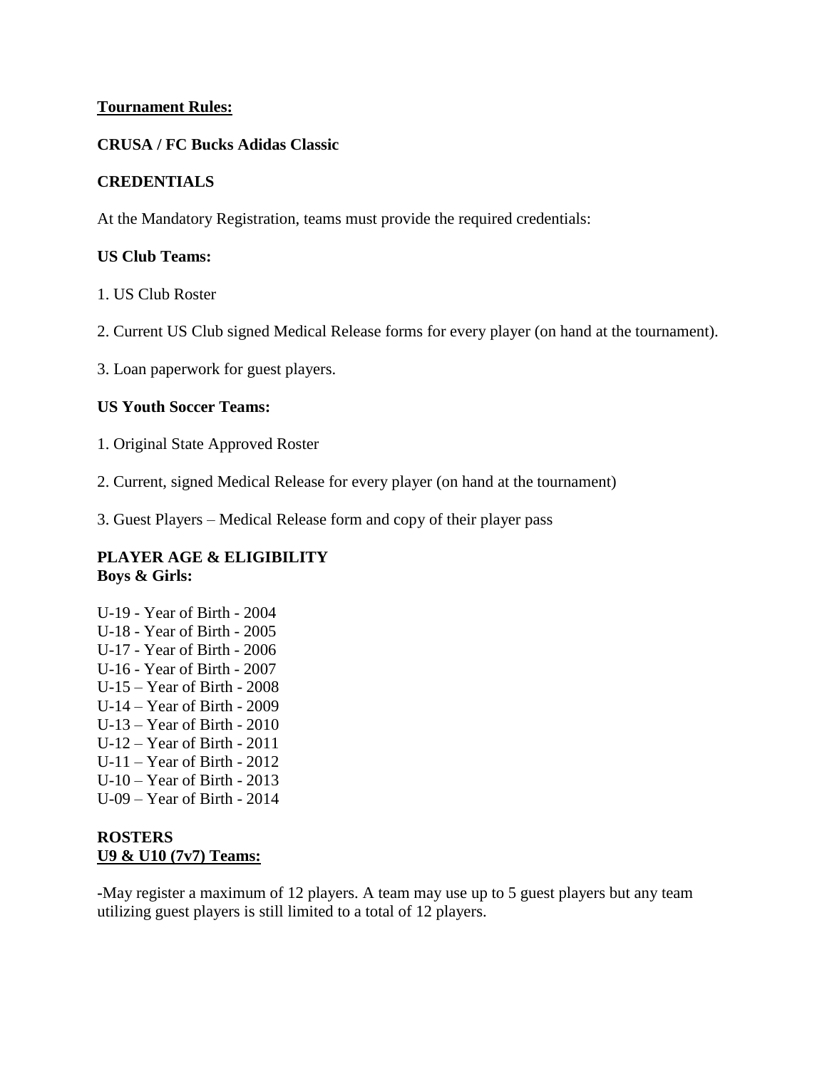**Tournament Rules:**

**CRUSA / FC Bucks Adidas Classic**

**CREDENTIALS**

At the Mandatory Registration, teams must provide the required credentials:

**US Club Teams:**

1. US Club Roster

2. Current US Club signed Medical Release forms for every player (on hand at the tournament).

3. Loan paperwork for guest players.

**US Youth Soccer Teams:**

1. Original State Approved Roster

2. Current, signed Medical Release for every player (on hand at the tournament)

3. Guest Players – Medical Release form and copy of their player pass

**PLAYER AGE & ELIGIBILITY**
**Boys & Girls:**

U-19 - Year of Birth - 2004
U-18 - Year of Birth - 2005
U-17 - Year of Birth - 2006
U-16 - Year of Birth - 2007
U-15 – Year of Birth - 2008
U-14 – Year of Birth - 2009
U-13 – Year of Birth - 2010
U-12 – Year of Birth - 2011
U-11 – Year of Birth - 2012
U-10 – Year of Birth - 2013
U-09 – Year of Birth - 2014

**ROSTERS**
**U9 & U10 (7v7) Teams:**

-May register a maximum of 12 players. A team may use up to 5 guest players but any team utilizing guest players is still limited to a total of 12 players.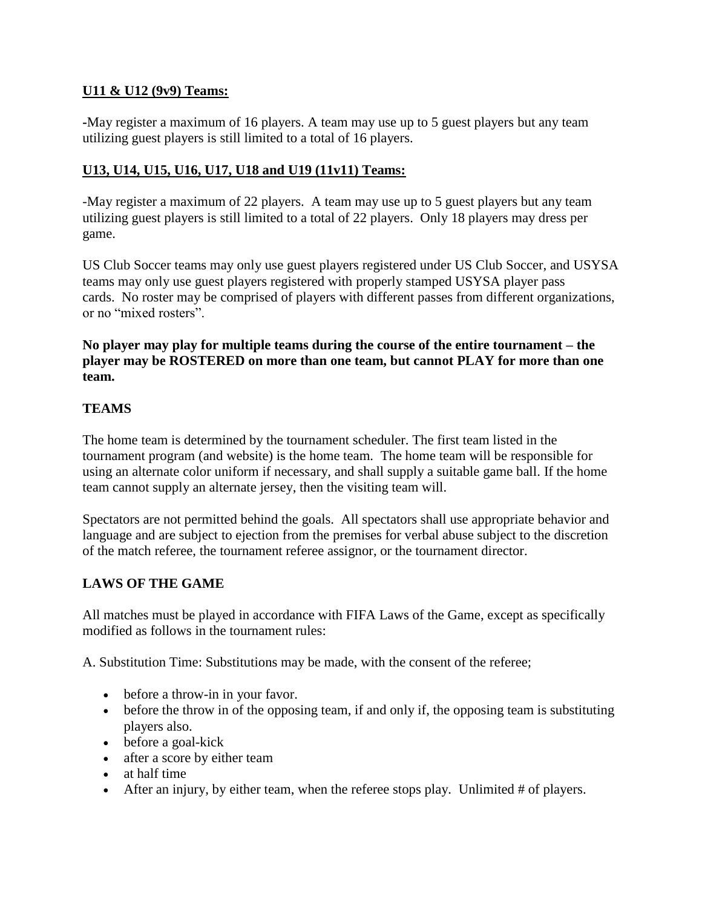**U11 & U12 (9v9) Teams:**

-May register a maximum of 16 players. A team may use up to 5 guest players but any team utilizing guest players is still limited to a total of 16 players.

**U13, U14, U15, U16, U17, U18 and U19 (11v11) Teams:**

-May register a maximum of 22 players. A team may use up to 5 guest players but any team utilizing guest players is still limited to a total of 22 players. Only 18 players may dress per game.

US Club Soccer teams may only use guest players registered under US Club Soccer, and USYSA teams may only use guest players registered with properly stamped USYSA player pass cards. No roster may be comprised of players with different passes from different organizations, or no "mixed rosters".

**No player may play for multiple teams during the course of the entire tournament – the player may be ROSTERED on more than one team, but cannot PLAY for more than one team.**

## TEAMS

The home team is determined by the tournament scheduler. The first team listed in the tournament program (and website) is the home team. The home team will be responsible for using an alternate color uniform if necessary, and shall supply a suitable game ball. If the home team cannot supply an alternate jersey, then the visiting team will.

Spectators are not permitted behind the goals. All spectators shall use appropriate behavior and language and are subject to ejection from the premises for verbal abuse subject to the discretion of the match referee, the tournament referee assignor, or the tournament director.

## LAWS OF THE GAME

All matches must be played in accordance with FIFA Laws of the Game, except as specifically modified as follows in the tournament rules:

A. Substitution Time: Substitutions may be made, with the consent of the referee;

- before a throw-in in your favor.
- before the throw in of the opposing team, if and only if, the opposing team is substituting players also.
- before a goal-kick
- after a score by either team
- at half time
- After an injury, by either team, when the referee stops play. Unlimited # of players.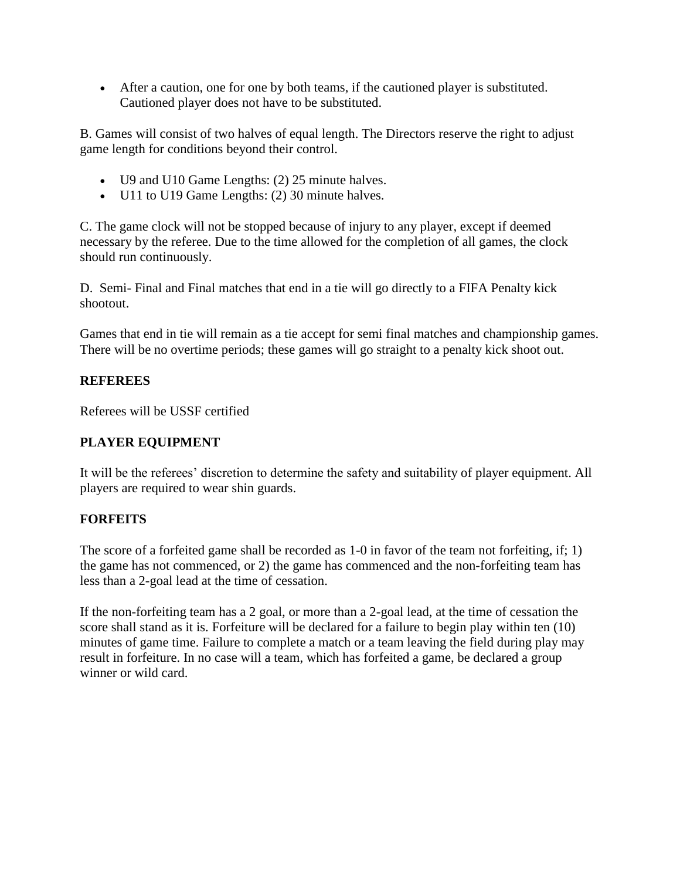- After a caution, one for one by both teams, if the cautioned player is substituted. Cautioned player does not have to be substituted.

B. Games will consist of two halves of equal length. The Directors reserve the right to adjust game length for conditions beyond their control.

- U9 and U10 Game Lengths: (2) 25 minute halves.
- U11 to U19 Game Lengths: (2) 30 minute halves.

C. The game clock will not be stopped because of injury to any player, except if deemed necessary by the referee. Due to the time allowed for the completion of all games, the clock should run continuously.

D. Semi- Final and Final matches that end in a tie will go directly to a FIFA Penalty kick shootout.

Games that end in tie will remain as a tie accept for semi final matches and championship games. There will be no overtime periods; these games will go straight to a penalty kick shoot out.

**REFEREES**

Referees will be USSF certified

**PLAYER EQUIPMENT**

It will be the referees' discretion to determine the safety and suitability of player equipment. All players are required to wear shin guards.

**FORFEITS**

The score of a forfeited game shall be recorded as 1-0 in favor of the team not forfeiting, if; 1) the game has not commenced, or 2) the game has commenced and the non-forfeiting team has less than a 2-goal lead at the time of cessation.

If the non-forfeiting team has a 2 goal, or more than a 2-goal lead, at the time of cessation the score shall stand as it is. Forfeiture will be declared for a failure to begin play within ten (10) minutes of game time. Failure to complete a match or a team leaving the field during play may result in forfeiture. In no case will a team, which has forfeited a game, be declared a group winner or wild card.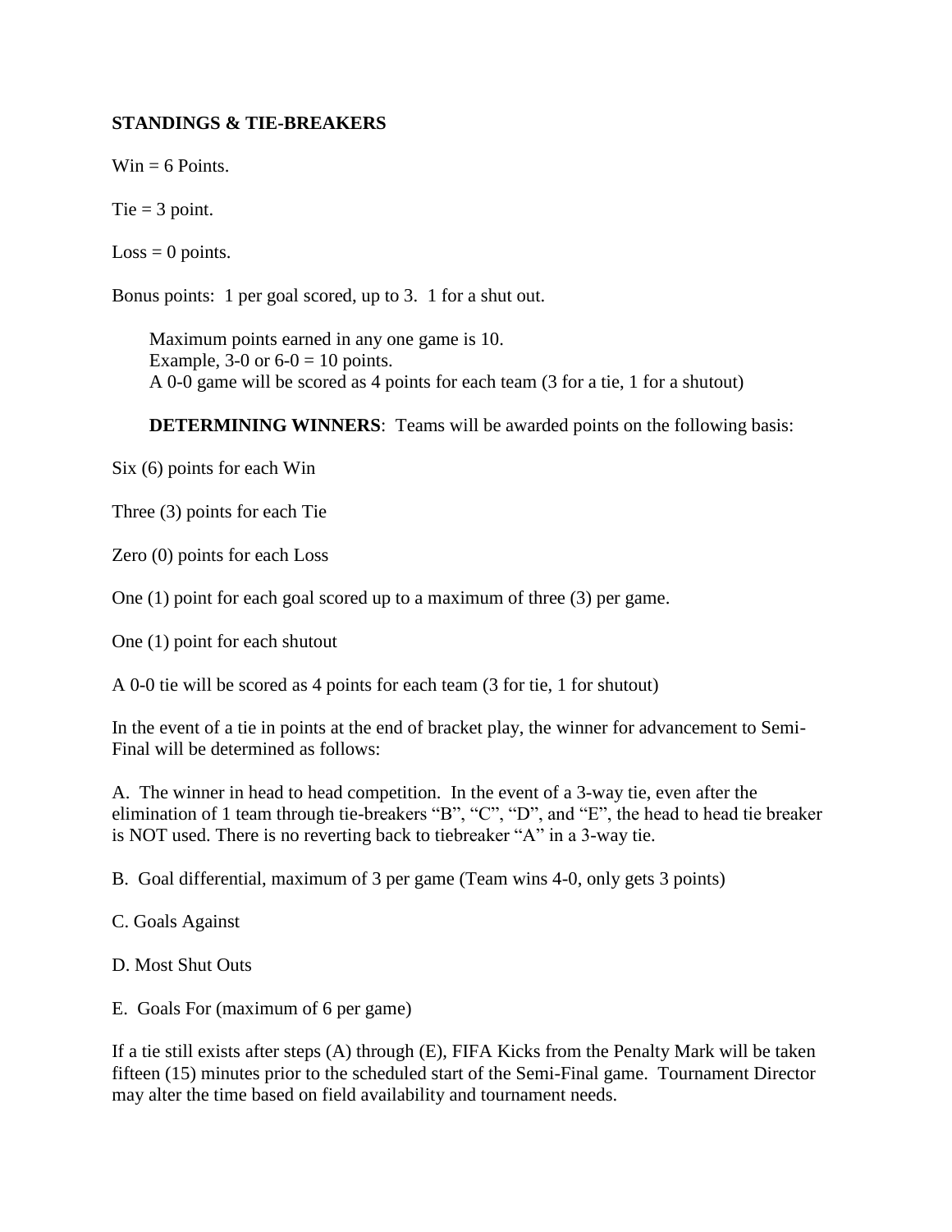**STANDINGS & TIE-BREAKERS**

Win = 6 Points.

Tie = 3 point.

Loss = 0 points.

Bonus points: 1 per goal scored, up to 3. 1 for a shut out.

> Maximum points earned in any one game is 10.
> Example, 3-0 or 6-0 = 10 points.
> A 0-0 game will be scored as 4 points for each team (3 for a tie, 1 for a shutout)

**DETERMINING WINNERS**: Teams will be awarded points on the following basis:

Six (6) points for each Win

Three (3) points for each Tie

Zero (0) points for each Loss

One (1) point for each goal scored up to a maximum of three (3) per game.

One (1) point for each shutout

A 0-0 tie will be scored as 4 points for each team (3 for tie, 1 for shutout)

In the event of a tie in points at the end of bracket play, the winner for advancement to Semi-Final will be determined as follows:

A. The winner in head to head competition. In the event of a 3-way tie, even after the elimination of 1 team through tie-breakers "B", "C", "D", and "E", the head to head tie breaker is NOT used. There is no reverting back to tiebreaker "A" in a 3-way tie.

B. Goal differential, maximum of 3 per game (Team wins 4-0, only gets 3 points)

C. Goals Against

D. Most Shut Outs

E. Goals For (maximum of 6 per game)

If a tie still exists after steps (A) through (E), FIFA Kicks from the Penalty Mark will be taken fifteen (15) minutes prior to the scheduled start of the Semi-Final game. Tournament Director may alter the time based on field availability and tournament needs.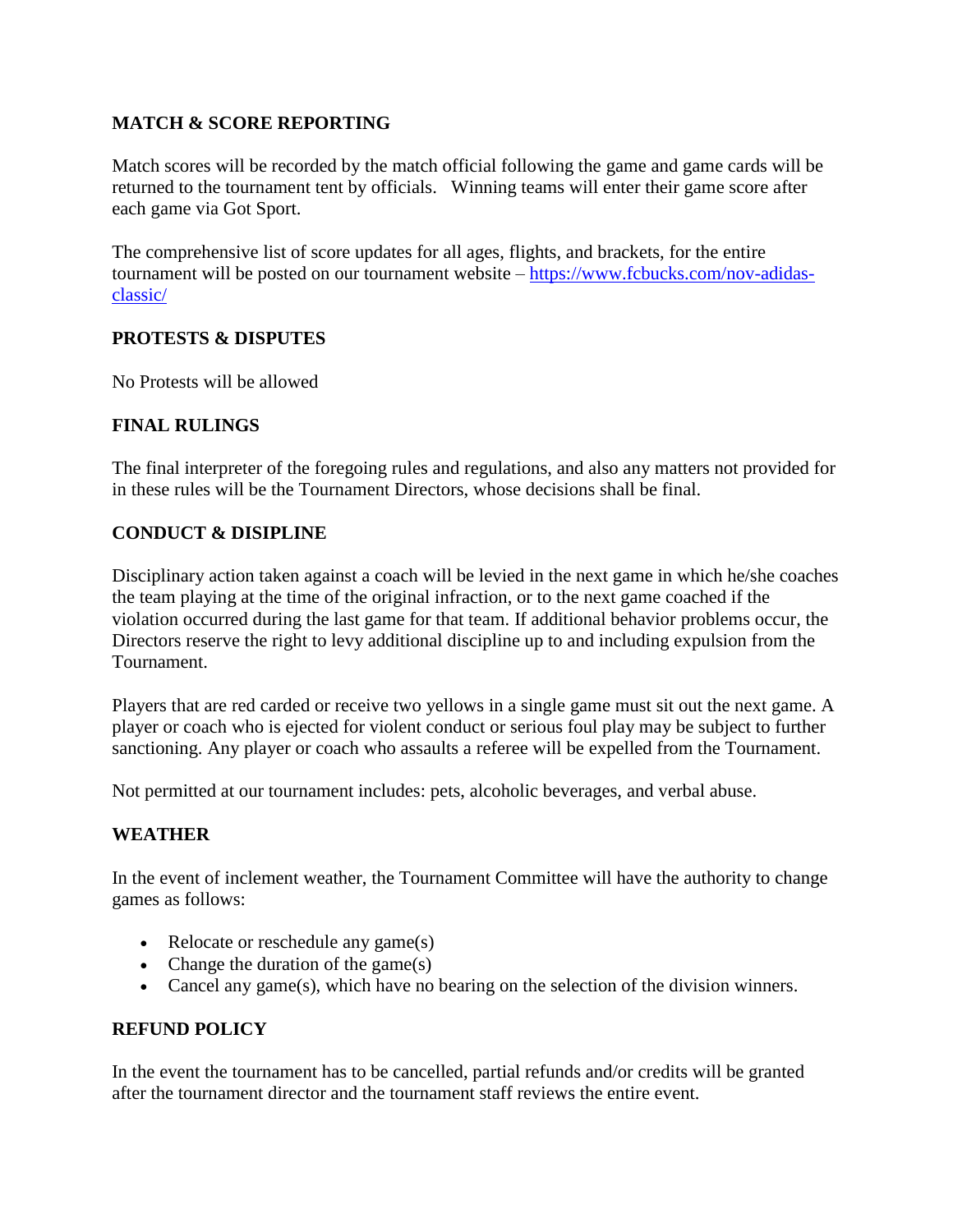## MATCH & SCORE REPORTING

Match scores will be recorded by the match official following the game and game cards will be returned to the tournament tent by officials. Winning teams will enter their game score after each game via Got Sport.

The comprehensive list of score updates for all ages, flights, and brackets, for the entire tournament will be posted on our tournament website – [https://www.fcbucks.com/nov-adidas-classic/](https://www.fcbucks.com/nov-adidas-classic/)

## PROTESTS & DISPUTES

No Protests will be allowed

## FINAL RULINGS

The final interpreter of the foregoing rules and regulations, and also any matters not provided for in these rules will be the Tournament Directors, whose decisions shall be final.

## CONDUCT & DISIPLINE

Disciplinary action taken against a coach will be levied in the next game in which he/she coaches the team playing at the time of the original infraction, or to the next game coached if the violation occurred during the last game for that team. If additional behavior problems occur, the Directors reserve the right to levy additional discipline up to and including expulsion from the Tournament.

Players that are red carded or receive two yellows in a single game must sit out the next game. A player or coach who is ejected for violent conduct or serious foul play may be subject to further sanctioning. Any player or coach who assaults a referee will be expelled from the Tournament.

Not permitted at our tournament includes: pets, alcoholic beverages, and verbal abuse.

## WEATHER

In the event of inclement weather, the Tournament Committee will have the authority to change games as follows:

- Relocate or reschedule any game(s)
- Change the duration of the game(s)
- Cancel any game(s), which have no bearing on the selection of the division winners.

## REFUND POLICY

In the event the tournament has to be cancelled, partial refunds and/or credits will be granted after the tournament director and the tournament staff reviews the entire event.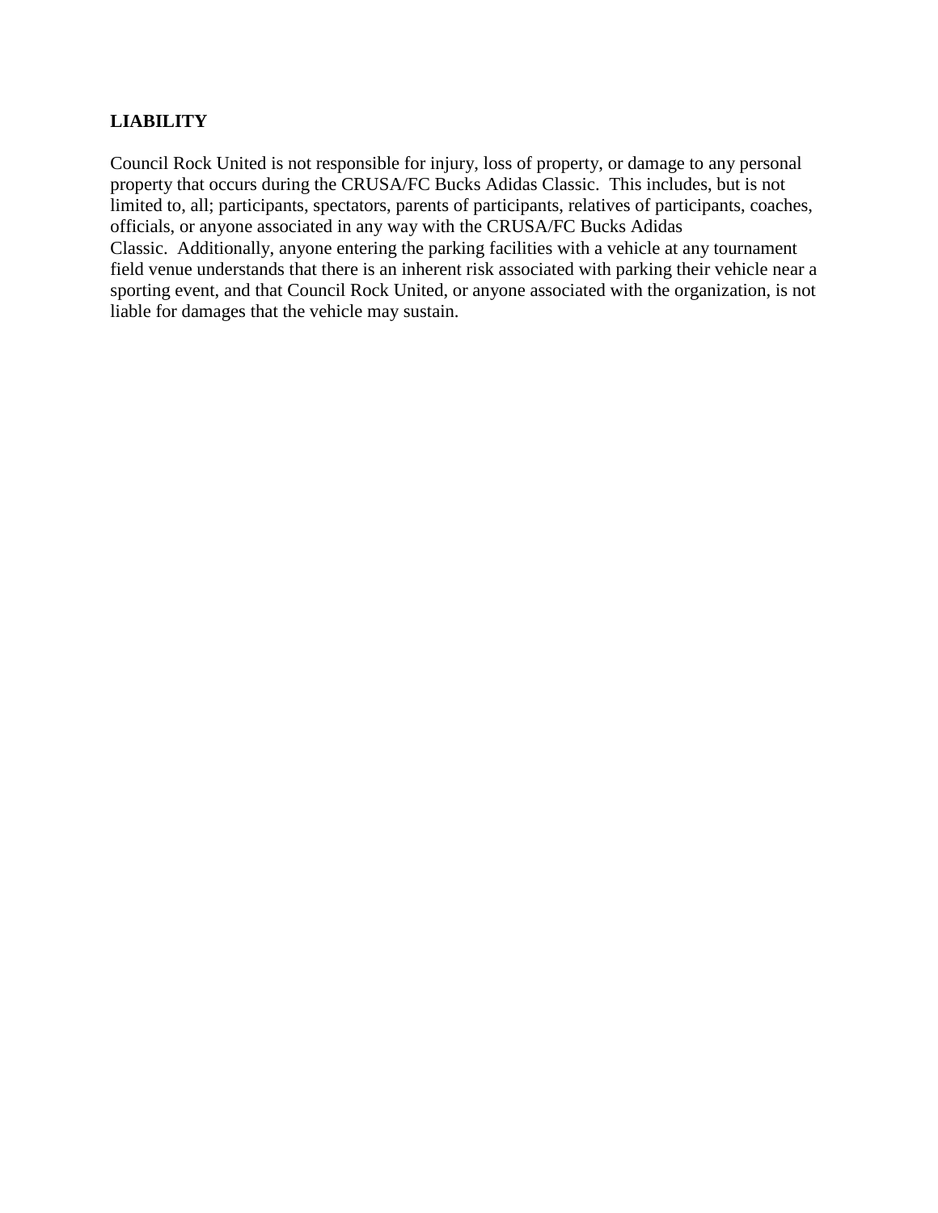**LIABILITY**

Council Rock United is not responsible for injury, loss of property, or damage to any personal property that occurs during the CRUSA/FC Bucks Adidas Classic. This includes, but is not limited to, all; participants, spectators, parents of participants, relatives of participants, coaches, officials, or anyone associated in any way with the CRUSA/FC Bucks Adidas Classic. Additionally, anyone entering the parking facilities with a vehicle at any tournament field venue understands that there is an inherent risk associated with parking their vehicle near a sporting event, and that Council Rock United, or anyone associated with the organization, is not liable for damages that the vehicle may sustain.